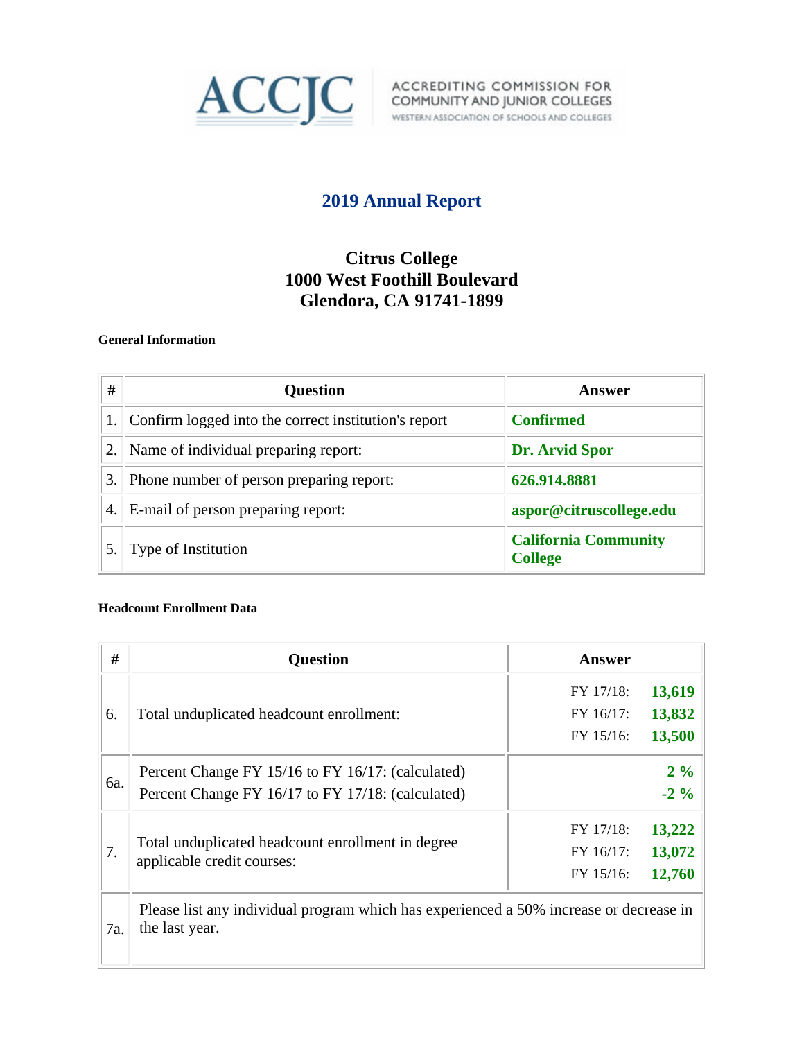ACCJC

ACCREDITING COMMISSION FOR COMMUNITY AND JUNIOR COLLEGES
WESTERN ASSOCIATION OF SCHOOLS AND COLLEGES

# 2019 Annual Report

## Citrus College
## 1000 West Foothill Boulevard
## Glendora, CA 91741-1899

### General Information

| # | Question | Answer |
|---|---|---|
| 1. | Confirm logged into the correct institution's report | **Confirmed** |
| 2. | Name of individual preparing report: | **Dr. Arvid Spor** |
| 3. | Phone number of person preparing report: | **626.914.8881** |
| 4. | E-mail of person preparing report: | **aspor@citruscollege.edu** |
| 5. | Type of Institution | **California Community College** |

### Headcount Enrollment Data

| # | Question | Answer |
|---|---|---|
| 6. | Total unduplicated headcount enrollment: | FY 17/18: **13,619**<br>FY 16/17: **13,832**<br>FY 15/16: **13,500** |
| 6a. | Percent Change FY 15/16 to FY 16/17: (calculated)<br>Percent Change FY 16/17 to FY 17/18: (calculated) | **2 %**<br>**-2 %** |
| 7. | Total unduplicated headcount enrollment in degree applicable credit courses: | FY 17/18: **13,222**<br>FY 16/17: **13,072**<br>FY 15/16: **12,760** |
| 7a. | Please list any individual program which has experienced a 50% increase or decrease in the last year. | |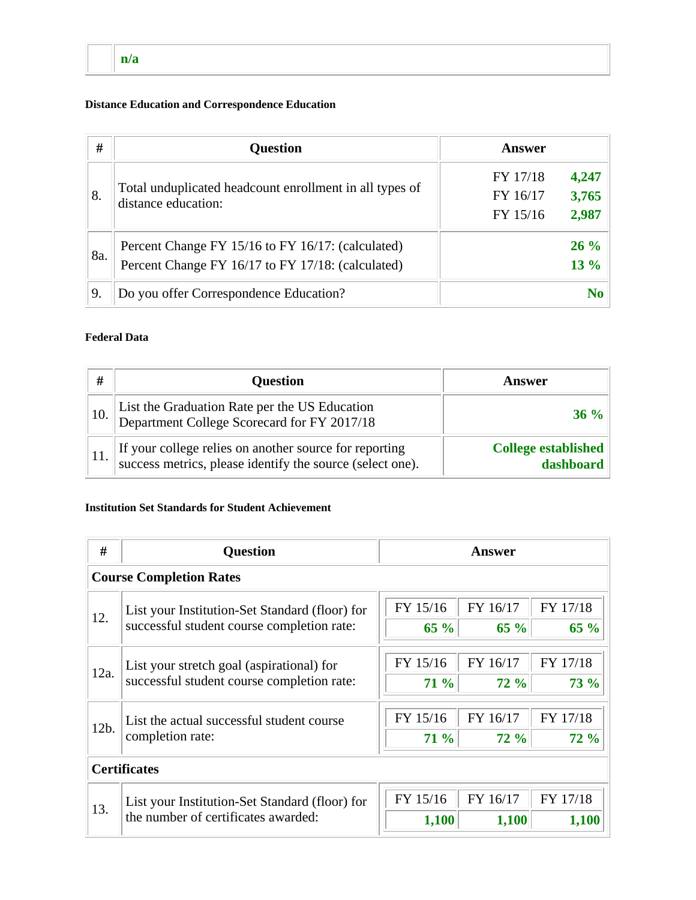| | n/a |
|---|---|

### Distance Education and Correspondence Education

| # | Question | Answer |
|---|---|---|
| 8. | Total unduplicated headcount enrollment in all types of distance education: | FY 17/18 **4,247**<br>FY 16/17 **3,765**<br>FY 15/16 **2,987** |
| 8a. | Percent Change FY 15/16 to FY 16/17: (calculated)<br>Percent Change FY 16/17 to FY 17/18: (calculated) | **26 %**<br>**13 %** |
| 9. | Do you offer Correspondence Education? | **No** |

### Federal Data

| # | Question | Answer |
|---|---|---|
| 10. | List the Graduation Rate per the US Education Department College Scorecard for FY 2017/18 | **36 %** |
| 11. | If your college relies on another source for reporting success metrics, please identify the source (select one). | **College established dashboard** |

### Institution Set Standards for Student Achievement

| # | Question | FY 15/16 | FY 16/17 | FY 17/18 |
|---|---|---|---|---|
| **Course Completion Rates** | | | | |
| 12. | List your Institution-Set Standard (floor) for successful student course completion rate: | **65 %** | **65 %** | **65 %** |
| 12a. | List your stretch goal (aspirational) for successful student course completion rate: | **71 %** | **72 %** | **73 %** |
| 12b. | List the actual successful student course completion rate: | **71 %** | **72 %** | **72 %** |
| **Certificates** | | | | |
| 13. | List your Institution-Set Standard (floor) for the number of certificates awarded: | **1,100** | **1,100** | **1,100** |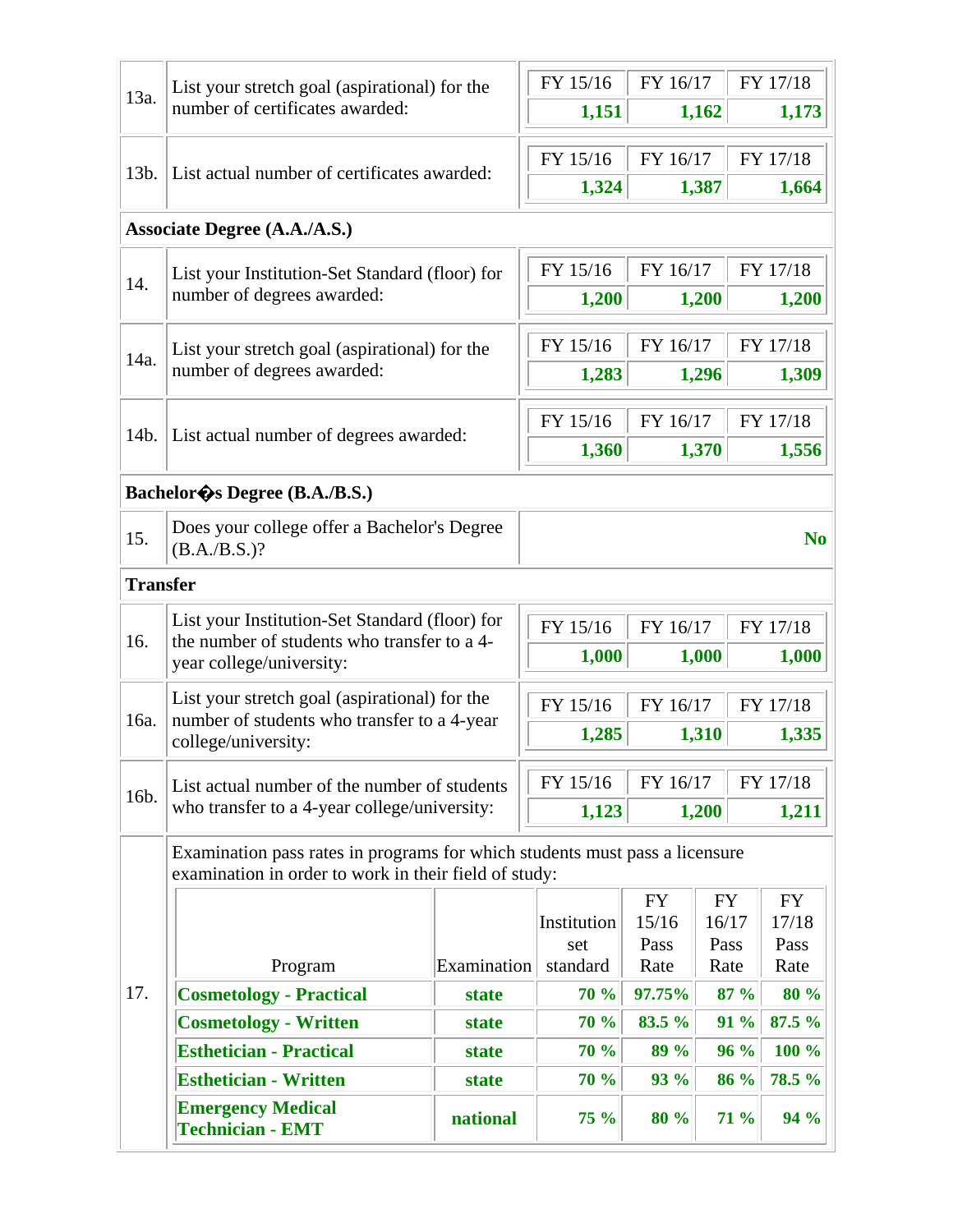| | | FY 15/16 | FY 16/17 | FY 17/18 |
|---|---|---|---|---|
| 13a. | List your stretch goal (aspirational) for the number of certificates awarded: | **1,151** | **1,162** | **1,173** |
| 13b. | List actual number of certificates awarded: | **1,324** | **1,387** | **1,664** |

**Associate Degree (A.A./A.S.)**

| | | FY 15/16 | FY 16/17 | FY 17/18 |
|---|---|---|---|---|
| 14. | List your Institution-Set Standard (floor) for number of degrees awarded: | **1,200** | **1,200** | **1,200** |
| 14a. | List your stretch goal (aspirational) for the number of degrees awarded: | **1,283** | **1,296** | **1,309** |
| 14b. | List actual number of degrees awarded: | **1,360** | **1,370** | **1,556** |

**Bachelor�s Degree (B.A./B.S.)**

| | | |
|---|---|---|
| 15. | Does your college offer a Bachelor's Degree (B.A./B.S.)? | **No** |

**Transfer**

| | | FY 15/16 | FY 16/17 | FY 17/18 |
|---|---|---|---|---|
| 16. | List your Institution-Set Standard (floor) for the number of students who transfer to a 4-year college/university: | **1,000** | **1,000** | **1,000** |
| 16a. | List your stretch goal (aspirational) for the number of students who transfer to a 4-year college/university: | **1,285** | **1,310** | **1,335** |
| 16b. | List actual number of the number of students who transfer to a 4-year college/university: | **1,123** | **1,200** | **1,211** |

17. Examination pass rates in programs for which students must pass a licensure examination in order to work in their field of study:

| Program | Examination | Institution set standard | FY 15/16 Pass Rate | FY 16/17 Pass Rate | FY 17/18 Pass Rate |
|---|---|---|---|---|---|
| **Cosmetology - Practical** | **state** | **70 %** | **97.75%** | **87 %** | **80 %** |
| **Cosmetology - Written** | **state** | **70 %** | **83.5 %** | **91 %** | **87.5 %** |
| **Esthetician - Practical** | **state** | **70 %** | **89 %** | **96 %** | **100 %** |
| **Esthetician - Written** | **state** | **70 %** | **93 %** | **86 %** | **78.5 %** |
| **Emergency Medical Technician - EMT** | **national** | **75 %** | **80 %** | **71 %** | **94 %** |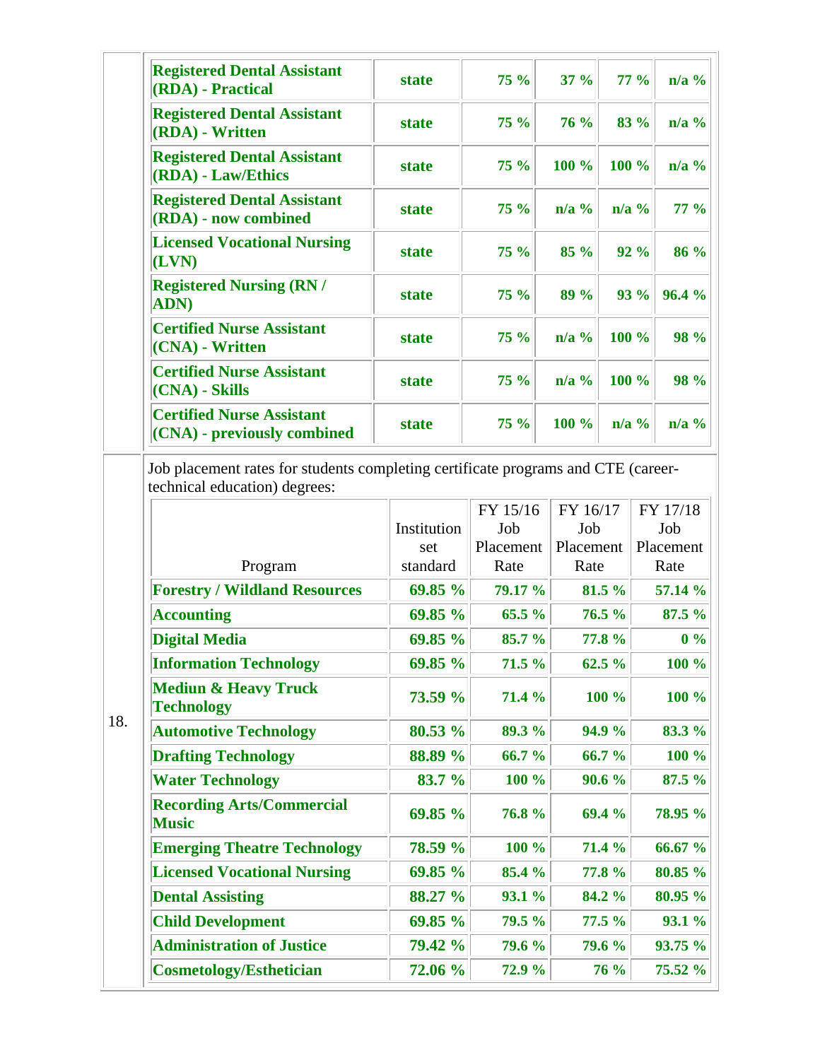| Registered Dental Assistant (RDA) - Practical | state | 75 % | 37 % | 77 % | n/a % |
|---|---|---|---|---|---|
| Registered Dental Assistant (RDA) - Written | state | 75 % | 76 % | 83 % | n/a % |
| Registered Dental Assistant (RDA) - Law/Ethics | state | 75 % | 100 % | 100 % | n/a % |
| Registered Dental Assistant (RDA) - now combined | state | 75 % | n/a % | n/a % | 77 % |
| Licensed Vocational Nursing (LVN) | state | 75 % | 85 % | 92 % | 86 % |
| Registered Nursing (RN / ADN) | state | 75 % | 89 % | 93 % | 96.4 % |
| Certified Nurse Assistant (CNA) - Written | state | 75 % | n/a % | 100 % | 98 % |
| Certified Nurse Assistant (CNA) - Skills | state | 75 % | n/a % | 100 % | 98 % |
| Certified Nurse Assistant (CNA) - previously combined | state | 75 % | 100 % | n/a % | n/a % |

18. Job placement rates for students completing certificate programs and CTE (career-technical education) degrees:

| Program | Institution set standard | FY 15/16 Job Placement Rate | FY 16/17 Job Placement Rate | FY 17/18 Job Placement Rate |
|---|---|---|---|---|
| Forestry / Wildland Resources | 69.85 % | 79.17 % | 81.5 % | 57.14 % |
| Accounting | 69.85 % | 65.5 % | 76.5 % | 87.5 % |
| Digital Media | 69.85 % | 85.7 % | 77.8 % | 0 % |
| Information Technology | 69.85 % | 71.5 % | 62.5 % | 100 % |
| Mediun & Heavy Truck Technology | 73.59 % | 71.4 % | 100 % | 100 % |
| Automotive Technology | 80.53 % | 89.3 % | 94.9 % | 83.3 % |
| Drafting Technology | 88.89 % | 66.7 % | 66.7 % | 100 % |
| Water Technology | 83.7 % | 100 % | 90.6 % | 87.5 % |
| Recording Arts/Commercial Music | 69.85 % | 76.8 % | 69.4 % | 78.95 % |
| Emerging Theatre Technology | 78.59 % | 100 % | 71.4 % | 66.67 % |
| Licensed Vocational Nursing | 69.85 % | 85.4 % | 77.8 % | 80.85 % |
| Dental Assisting | 88.27 % | 93.1 % | 84.2 % | 80.95 % |
| Child Development | 69.85 % | 79.5 % | 77.5 % | 93.1 % |
| Administration of Justice | 79.42 % | 79.6 % | 79.6 % | 93.75 % |
| Cosmetology/Esthetician | 72.06 % | 72.9 % | 76 % | 75.52 % |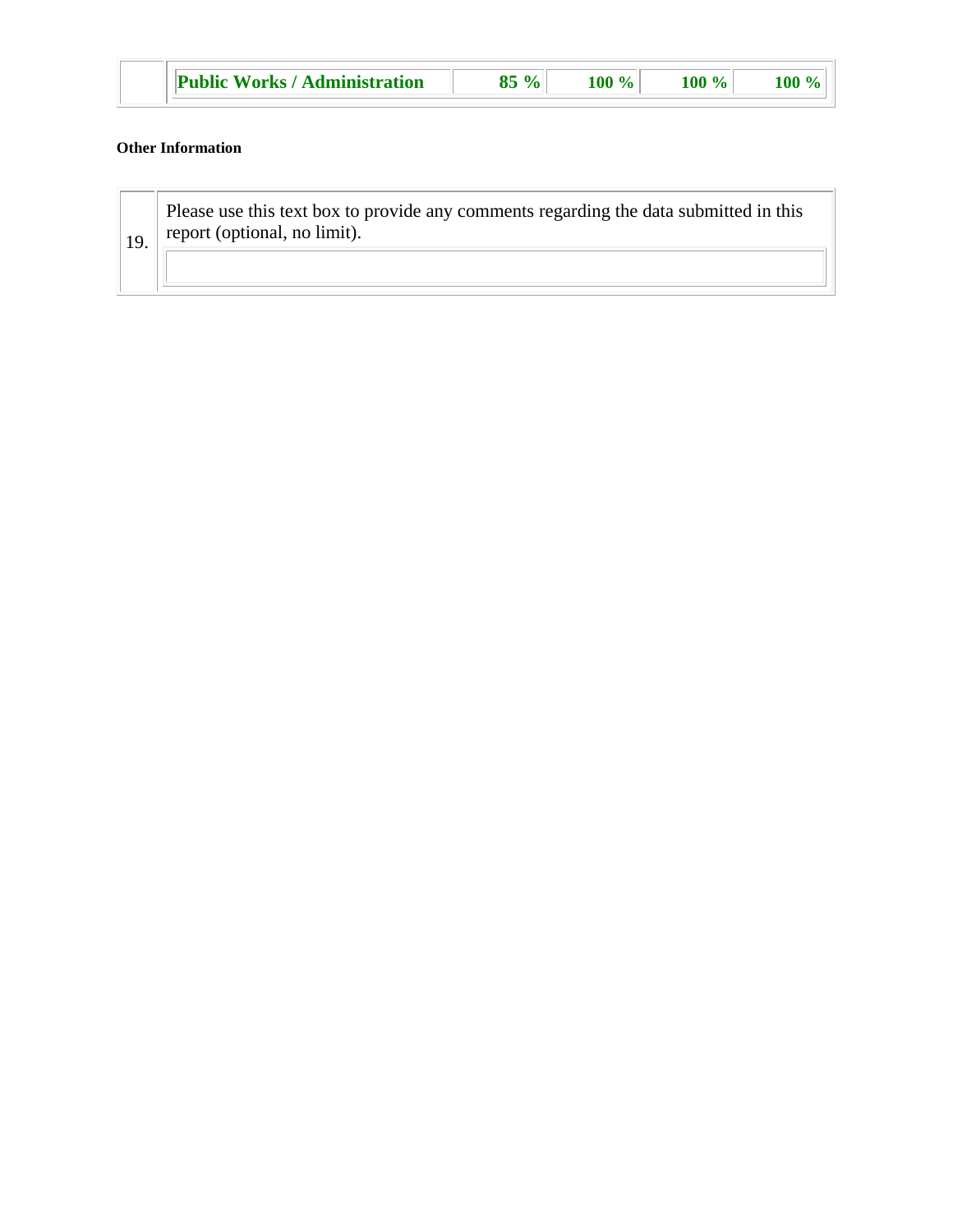| | | | | | |
|---|---|---|---|---|---|
| | **Public Works / Administration** | **85 %** | **100 %** | **100 %** | **100 %** |

**Other Information**

| | |
|---|---|
| 19. | Please use this text box to provide any comments regarding the data submitted in this report (optional, no limit). |
| | |